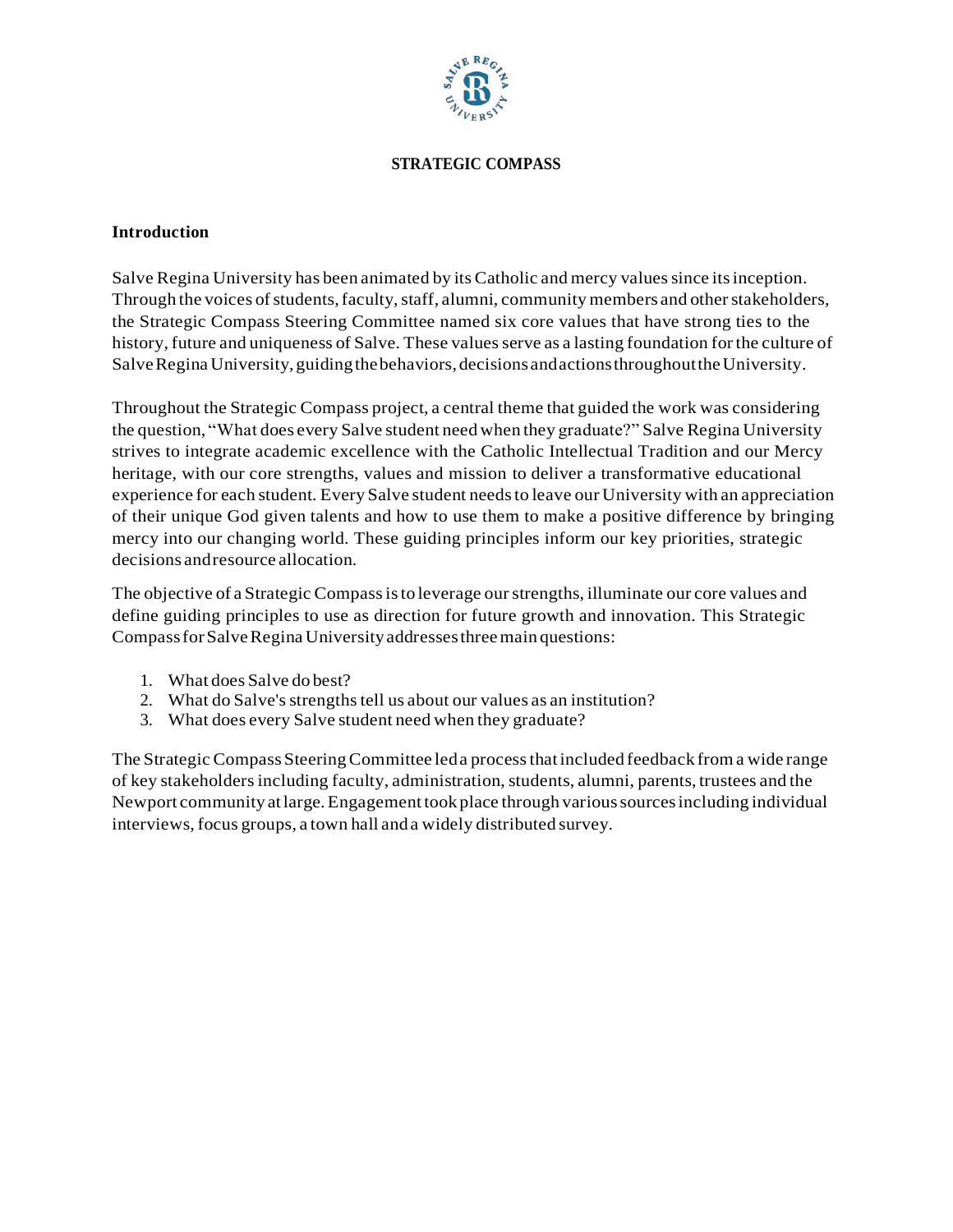# STRATEGIC COMPASS

## Introduction

Salve Regina University has been animated by its Catholic and mercy values since its inception. Through the voices of students, faculty, staff, alumni, community members and other stakeholders, the Strategic Compass Steering Committee named six core values that have strong ties to the history, future and uniqueness of Salve. These values serve as a lasting foundation for the culture of Salve Regina University, guiding the behaviors, decisions and actions throughout the University.

Throughout the Strategic Compass project, a central theme that guided the work was considering the question, "What does every Salve student need when they graduate?" Salve Regina University strives to integrate academic excellence with the Catholic Intellectual Tradition and our Mercy heritage, with our core strengths, values and mission to deliver a transformative educational experience for each student. Every Salve student needs to leave our University with an appreciation of their unique God given talents and how to use them to make a positive difference by bringing mercy into our changing world. These guiding principles inform our key priorities, strategic decisions and resource allocation.

The objective of a Strategic Compass is to leverage our strengths, illuminate our core values and define guiding principles to use as direction for future growth and innovation. This Strategic Compass for Salve Regina University addresses three main questions:

1. What does Salve do best?
2. What do Salve's strengths tell us about our values as an institution?
3. What does every Salve student need when they graduate?

The Strategic Compass Steering Committee led a process that included feedback from a wide range of key stakeholders including faculty, administration, students, alumni, parents, trustees and the Newport community at large. Engagement took place through various sources including individual interviews, focus groups, a town hall and a widely distributed survey.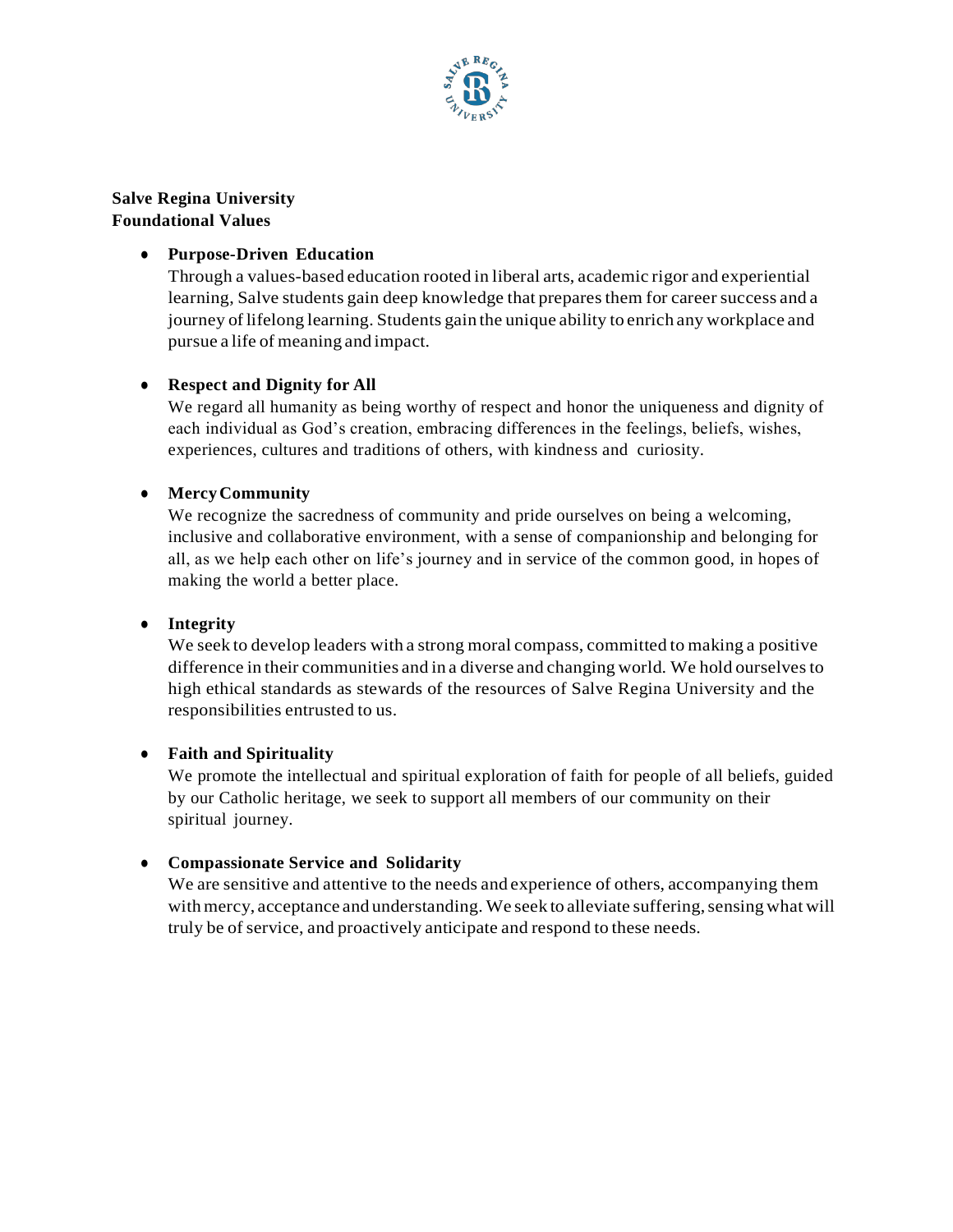**Salve Regina University**
**Foundational Values**

- **Purpose-Driven Education**
  Through a values-based education rooted in liberal arts, academic rigor and experiential learning, Salve students gain deep knowledge that prepares them for career success and a journey of lifelong learning. Students gain the unique ability to enrich any workplace and pursue a life of meaning and impact.

- **Respect and Dignity for All**
  We regard all humanity as being worthy of respect and honor the uniqueness and dignity of each individual as God's creation, embracing differences in the feelings, beliefs, wishes, experiences, cultures and traditions of others, with kindness and curiosity.

- **Mercy Community**
  We recognize the sacredness of community and pride ourselves on being a welcoming, inclusive and collaborative environment, with a sense of companionship and belonging for all, as we help each other on life's journey and in service of the common good, in hopes of making the world a better place.

- **Integrity**
  We seek to develop leaders with a strong moral compass, committed to making a positive difference in their communities and in a diverse and changing world. We hold ourselves to high ethical standards as stewards of the resources of Salve Regina University and the responsibilities entrusted to us.

- **Faith and Spirituality**
  We promote the intellectual and spiritual exploration of faith for people of all beliefs, guided by our Catholic heritage, we seek to support all members of our community on their spiritual journey.

- **Compassionate Service and Solidarity**
  We are sensitive and attentive to the needs and experience of others, accompanying them with mercy, acceptance and understanding. We seek to alleviate suffering, sensing what will truly be of service, and proactively anticipate and respond to these needs.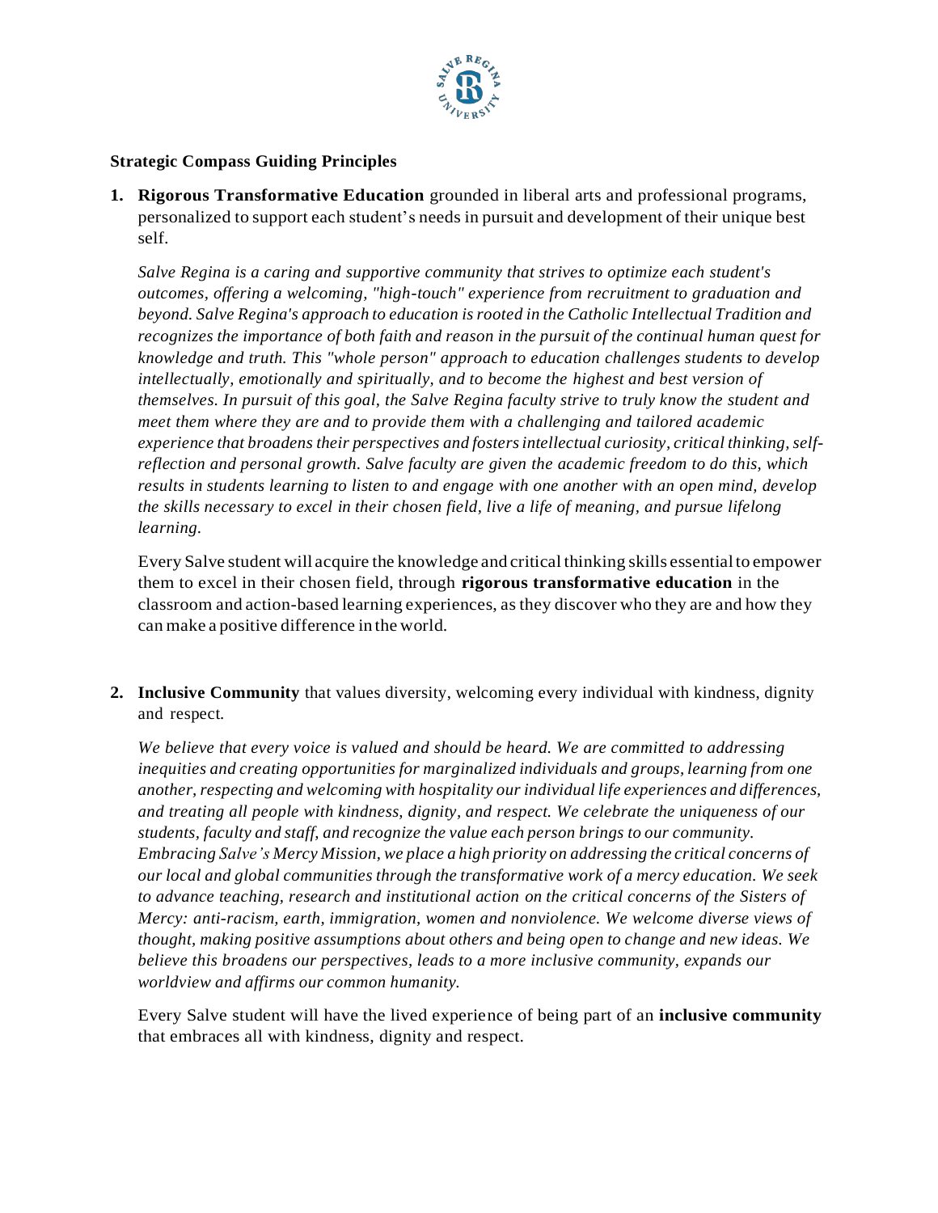**Strategic Compass Guiding Principles**

1. **Rigorous Transformative Education** grounded in liberal arts and professional programs, personalized to support each student's needs in pursuit and development of their unique best self.

   *Salve Regina is a caring and supportive community that strives to optimize each student's outcomes, offering a welcoming, "high-touch" experience from recruitment to graduation and beyond. Salve Regina's approach to education is rooted in the Catholic Intellectual Tradition and recognizes the importance of both faith and reason in the pursuit of the continual human quest for knowledge and truth. This "whole person" approach to education challenges students to develop intellectually, emotionally and spiritually, and to become the highest and best version of themselves. In pursuit of this goal, the Salve Regina faculty strive to truly know the student and meet them where they are and to provide them with a challenging and tailored academic experience that broadens their perspectives and fosters intellectual curiosity, critical thinking, self-reflection and personal growth. Salve faculty are given the academic freedom to do this, which results in students learning to listen to and engage with one another with an open mind, develop the skills necessary to excel in their chosen field, live a life of meaning, and pursue lifelong learning.*

   Every Salve student will acquire the knowledge and critical thinking skills essential to empower them to excel in their chosen field, through **rigorous transformative education** in the classroom and action-based learning experiences, as they discover who they are and how they can make a positive difference in the world.

2. **Inclusive Community** that values diversity, welcoming every individual with kindness, dignity and respect.

   *We believe that every voice is valued and should be heard. We are committed to addressing inequities and creating opportunities for marginalized individuals and groups, learning from one another, respecting and welcoming with hospitality our individual life experiences and differences, and treating all people with kindness, dignity, and respect. We celebrate the uniqueness of our students, faculty and staff, and recognize the value each person brings to our community. Embracing Salve's Mercy Mission, we place a high priority on addressing the critical concerns of our local and global communities through the transformative work of a mercy education. We seek to advance teaching, research and institutional action on the critical concerns of the Sisters of Mercy: anti-racism, earth, immigration, women and nonviolence. We welcome diverse views of thought, making positive assumptions about others and being open to change and new ideas. We believe this broadens our perspectives, leads to a more inclusive community, expands our worldview and affirms our common humanity.*

   Every Salve student will have the lived experience of being part of an **inclusive community** that embraces all with kindness, dignity and respect.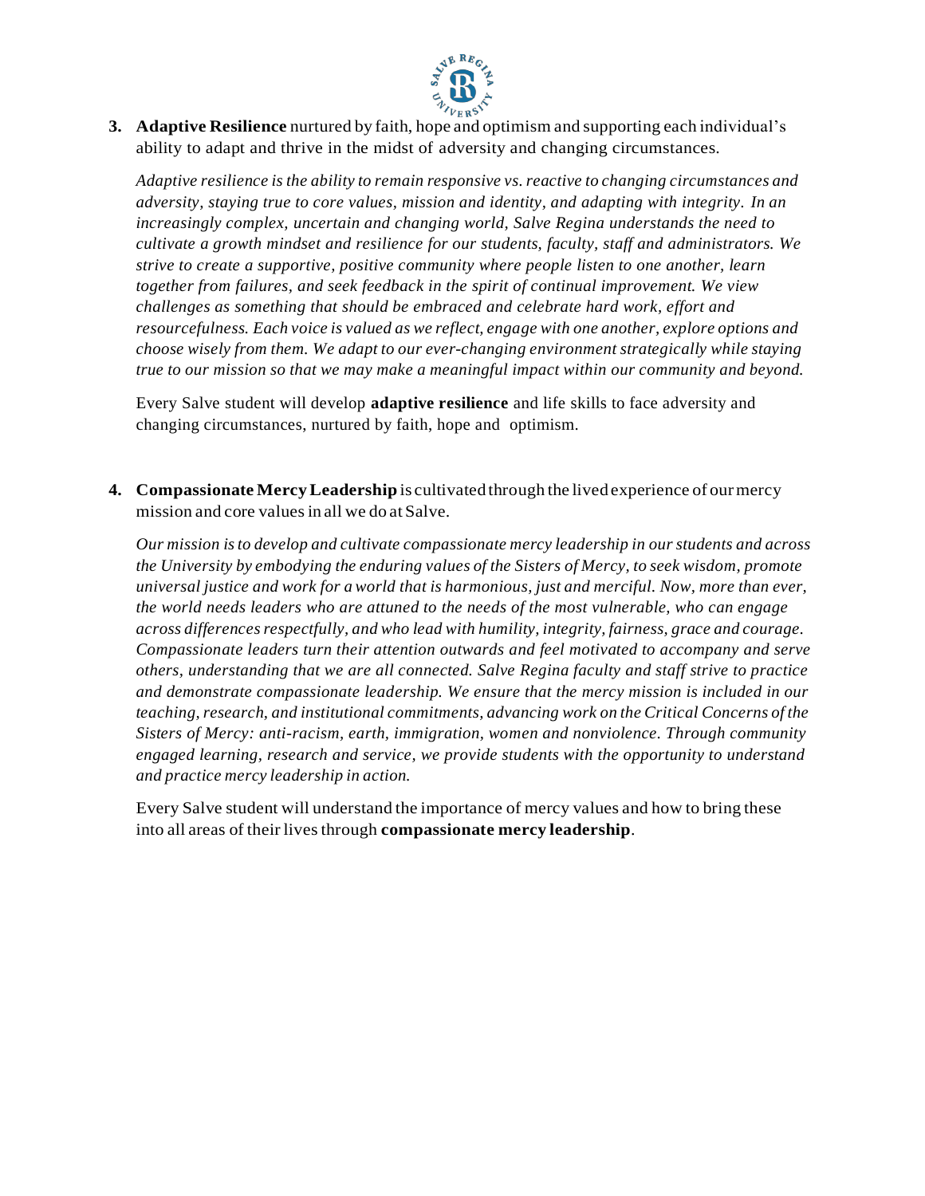3. **Adaptive Resilience** nurtured by faith, hope and optimism and supporting each individual's ability to adapt and thrive in the midst of adversity and changing circumstances.

   *Adaptive resilience is the ability to remain responsive vs. reactive to changing circumstances and adversity, staying true to core values, mission and identity, and adapting with integrity. In an increasingly complex, uncertain and changing world, Salve Regina understands the need to cultivate a growth mindset and resilience for our students, faculty, staff and administrators. We strive to create a supportive, positive community where people listen to one another, learn together from failures, and seek feedback in the spirit of continual improvement. We view challenges as something that should be embraced and celebrate hard work, effort and resourcefulness. Each voice is valued as we reflect, engage with one another, explore options and choose wisely from them. We adapt to our ever-changing environment strategically while staying true to our mission so that we may make a meaningful impact within our community and beyond.*

   Every Salve student will develop **adaptive resilience** and life skills to face adversity and changing circumstances, nurtured by faith, hope and optimism.

4. **Compassionate Mercy Leadership** is cultivated through the lived experience of our mercy mission and core values in all we do at Salve.

   *Our mission is to develop and cultivate compassionate mercy leadership in our students and across the University by embodying the enduring values of the Sisters of Mercy, to seek wisdom, promote universal justice and work for a world that is harmonious, just and merciful. Now, more than ever, the world needs leaders who are attuned to the needs of the most vulnerable, who can engage across differences respectfully, and who lead with humility, integrity, fairness, grace and courage. Compassionate leaders turn their attention outwards and feel motivated to accompany and serve others, understanding that we are all connected. Salve Regina faculty and staff strive to practice and demonstrate compassionate leadership. We ensure that the mercy mission is included in our teaching, research, and institutional commitments, advancing work on the Critical Concerns of the Sisters of Mercy: anti-racism, earth, immigration, women and nonviolence. Through community engaged learning, research and service, we provide students with the opportunity to understand and practice mercy leadership in action.*

   Every Salve student will understand the importance of mercy values and how to bring these into all areas of their lives through **compassionate mercy leadership**.